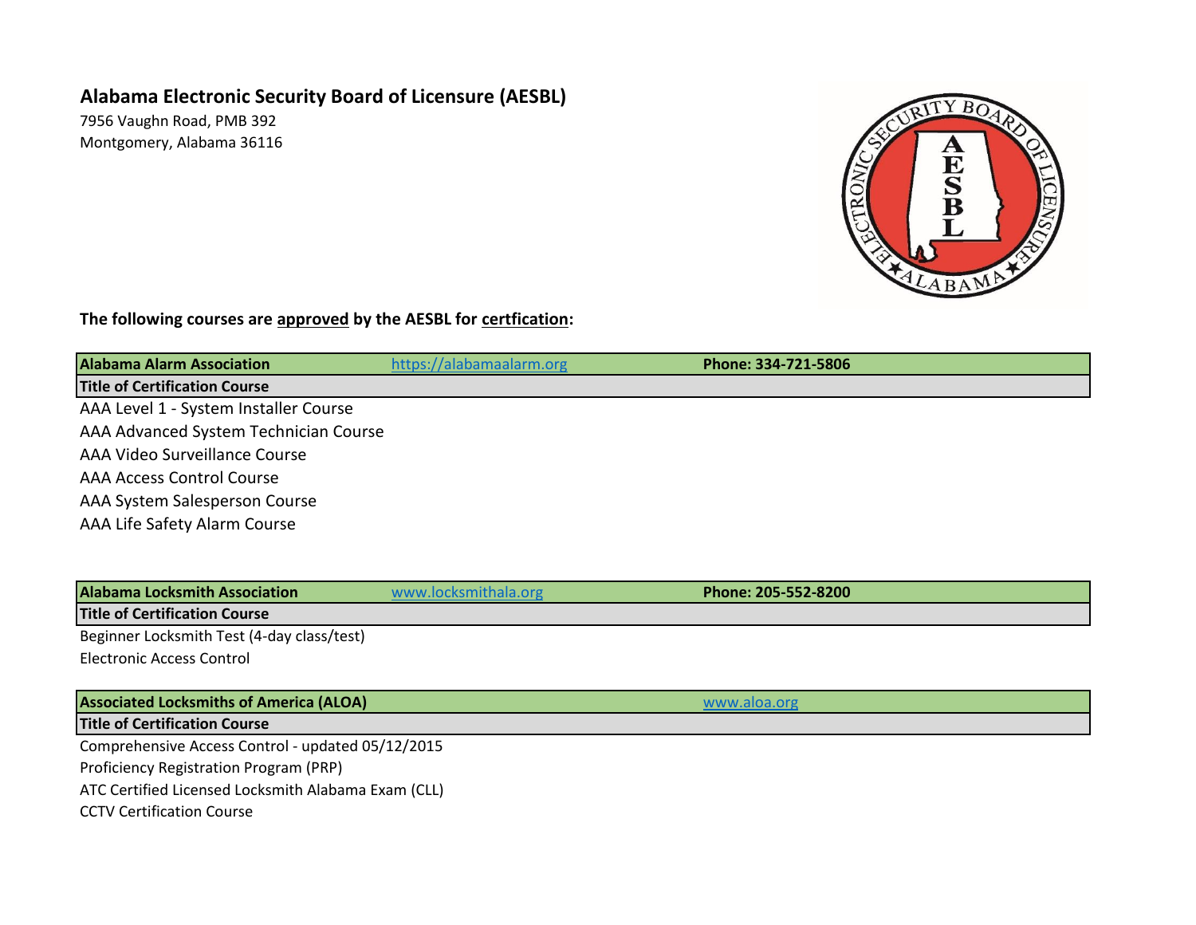# Alabama Electronic Security Board of Licensure (AESBL)

7956 Vaughn Road, PMB 392
Montgomery, Alabama 36116

**The following courses are approved by the AESBL for certfication:**

| **Alabama Alarm Association** | https://alabamaalarm.org | **Phone: 334-721-5806** |
|---|---|---|
| **Title of Certification Course** | | |
| AAA Level 1 - System Installer Course | | |
| AAA Advanced System Technician Course | | |
| AAA Video Surveillance Course | | |
| AAA Access Control Course | | |
| AAA System Salesperson Course | | |
| AAA Life Safety Alarm Course | | |

| **Alabama Locksmith Association** | www.locksmithala.org | **Phone: 205-552-8200** |
|---|---|---|
| **Title of Certification Course** | | |
| Beginner Locksmith Test (4-day class/test) | | |
| Electronic Access Control | | |

| **Associated Locksmiths of America (ALOA)** | | www.aloa.org |
|---|---|---|
| **Title of Certification Course** | | |
| Comprehensive Access Control - updated 05/12/2015 | | |
| Proficiency Registration Program (PRP) | | |
| ATC Certified Licensed Locksmith Alabama Exam (CLL) | | |
| CCTV Certification Course | | |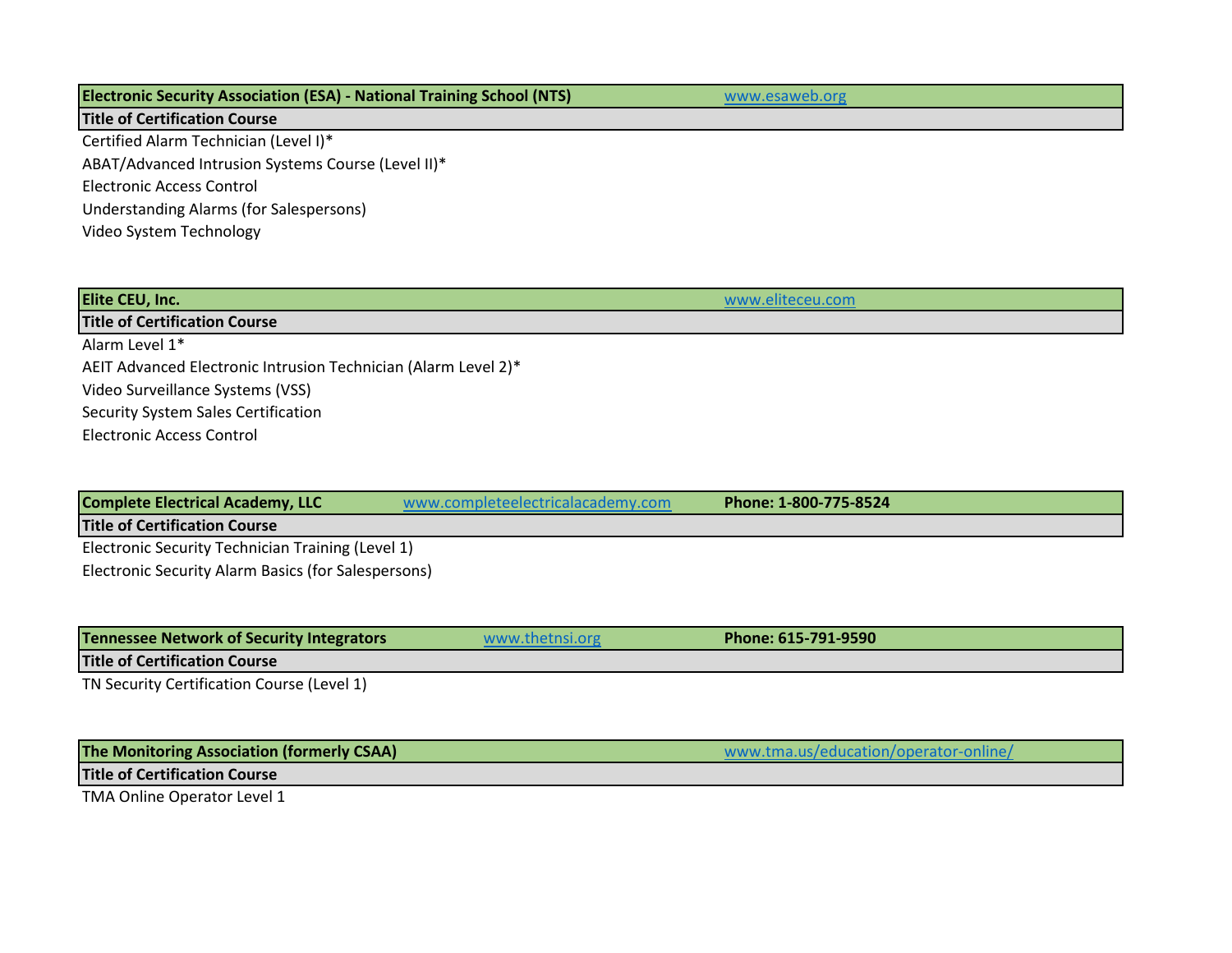| Electronic Security Association (ESA) - National Training School (NTS) | | www.esaweb.org |
|---|---|---|
| **Title of Certification Course** | | |
| Certified Alarm Technician (Level I)* | | |
| ABAT/Advanced Intrusion Systems Course (Level II)* | | |
| Electronic Access Control | | |
| Understanding Alarms (for Salespersons) | | |
| Video System Technology | | |

| Elite CEU, Inc. | | www.eliteceu.com |
|---|---|---|
| **Title of Certification Course** | | |
| Alarm Level 1* | | |
| AEIT Advanced Electronic Intrusion Technician (Alarm Level 2)* | | |
| Video Surveillance Systems (VSS) | | |
| Security System Sales Certification | | |
| Electronic Access Control | | |

| Complete Electrical Academy, LLC | www.completeelectricalacademy.com | Phone: 1-800-775-8524 |
|---|---|---|
| **Title of Certification Course** | | |
| Electronic Security Technician Training (Level 1) | | |
| Electronic Security Alarm Basics (for Salespersons) | | |

| Tennessee Network of Security Integrators | www.thetnsi.org | Phone: 615-791-9590 |
|---|---|---|
| **Title of Certification Course** | | |
| TN Security Certification Course (Level 1) | | |

| The Monitoring Association (formerly CSAA) | | www.tma.us/education/operator-online/ |
|---|---|---|
| **Title of Certification Course** | | |
| TMA Online Operator Level 1 | | |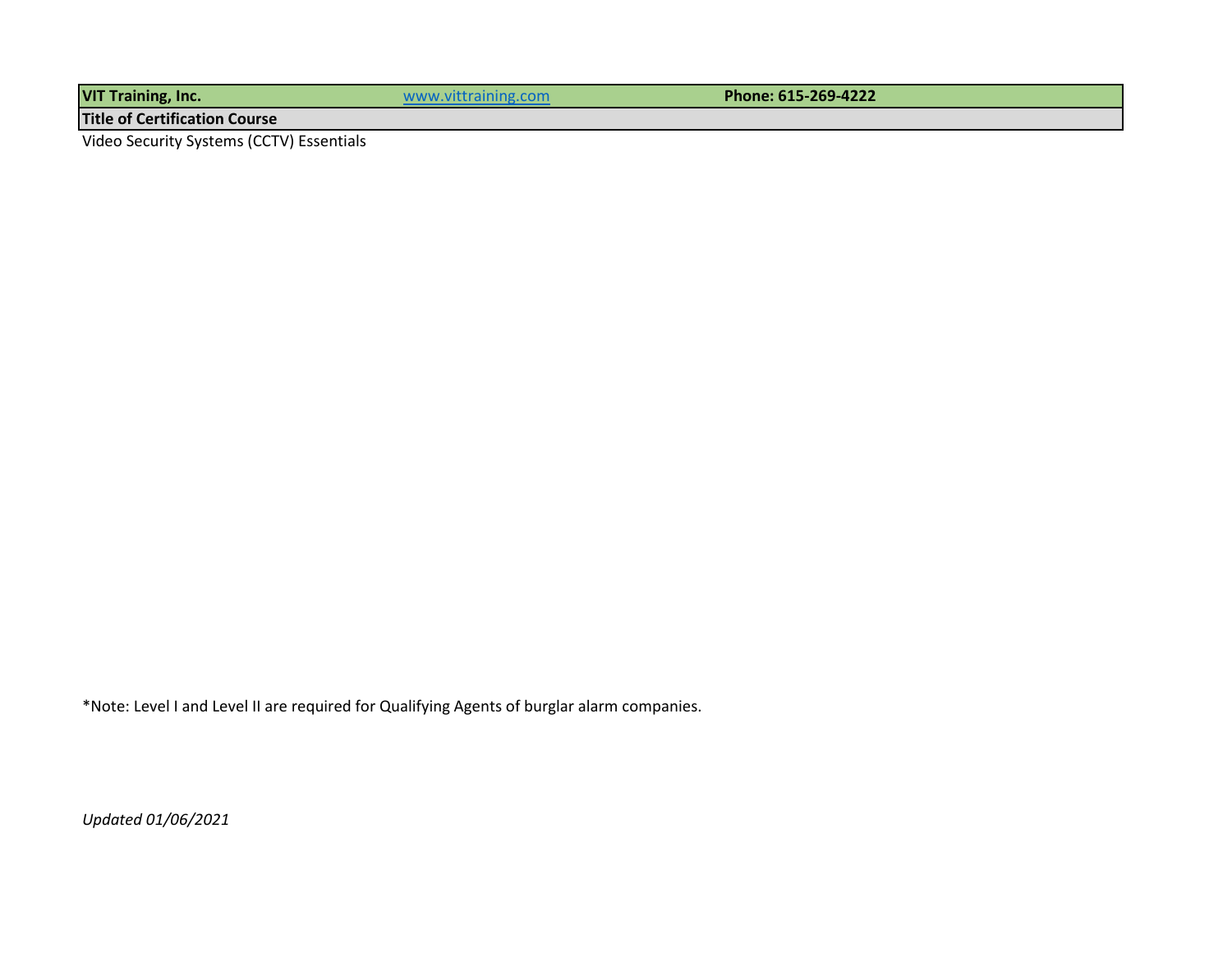| **VIT Training, Inc.** | www.vittraining.com | **Phone: 615-269-4222** |
|---|---|---|
| **Title of Certification Course** | | |
| Video Security Systems (CCTV) Essentials | | |

*Note: Level I and Level II are required for Qualifying Agents of burglar alarm companies.

*Updated 01/06/2021*